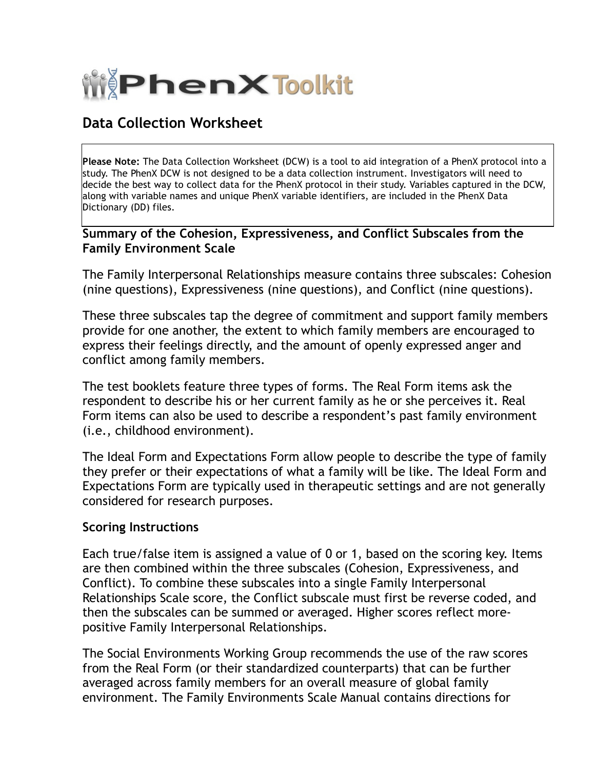# PhenX Toolkit

## Data Collection Worksheet

**Please Note:** The Data Collection Worksheet (DCW) is a tool to aid integration of a PhenX protocol into a study. The PhenX DCW is not designed to be a data collection instrument. Investigators will need to decide the best way to collect data for the PhenX protocol in their study. Variables captured in the DCW, along with variable names and unique PhenX variable identifiers, are included in the PhenX Data Dictionary (DD) files.

### Summary of the Cohesion, Expressiveness, and Conflict Subscales from the Family Environment Scale

The Family Interpersonal Relationships measure contains three subscales: Cohesion (nine questions), Expressiveness (nine questions), and Conflict (nine questions).

These three subscales tap the degree of commitment and support family members provide for one another, the extent to which family members are encouraged to express their feelings directly, and the amount of openly expressed anger and conflict among family members.

The test booklets feature three types of forms. The Real Form items ask the respondent to describe his or her current family as he or she perceives it. Real Form items can also be used to describe a respondent's past family environment (i.e., childhood environment).

The Ideal Form and Expectations Form allow people to describe the type of family they prefer or their expectations of what a family will be like. The Ideal Form and Expectations Form are typically used in therapeutic settings and are not generally considered for research purposes.

### Scoring Instructions

Each true/false item is assigned a value of 0 or 1, based on the scoring key. Items are then combined within the three subscales (Cohesion, Expressiveness, and Conflict). To combine these subscales into a single Family Interpersonal Relationships Scale score, the Conflict subscale must first be reverse coded, and then the subscales can be summed or averaged. Higher scores reflect more-positive Family Interpersonal Relationships.

The Social Environments Working Group recommends the use of the raw scores from the Real Form (or their standardized counterparts) that can be further averaged across family members for an overall measure of global family environment. The Family Environments Scale Manual contains directions for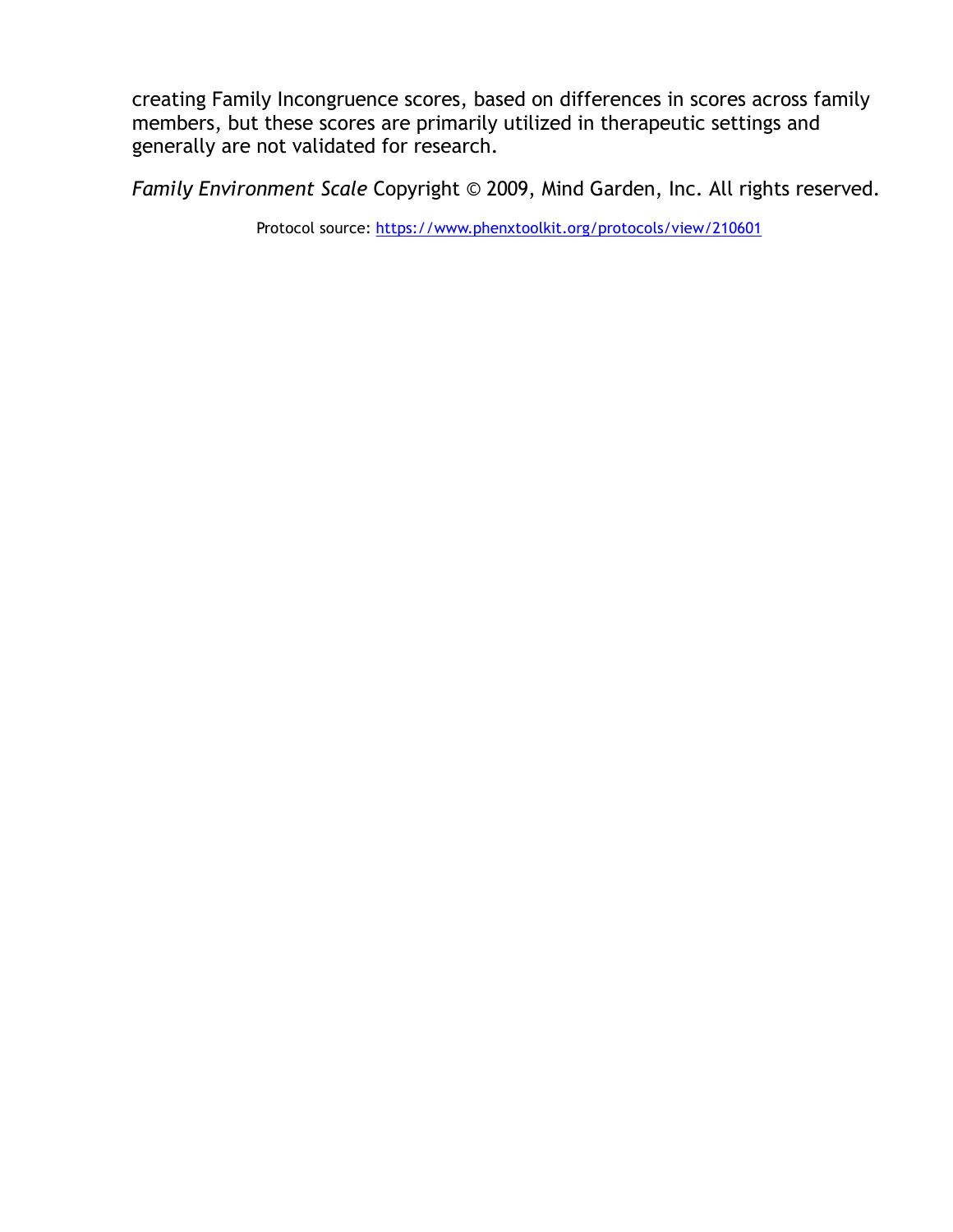creating Family Incongruence scores, based on differences in scores across family members, but these scores are primarily utilized in therapeutic settings and generally are not validated for research.

*Family Environment Scale* Copyright © 2009, Mind Garden, Inc. All rights reserved.

Protocol source: https://www.phenxtoolkit.org/protocols/view/210601